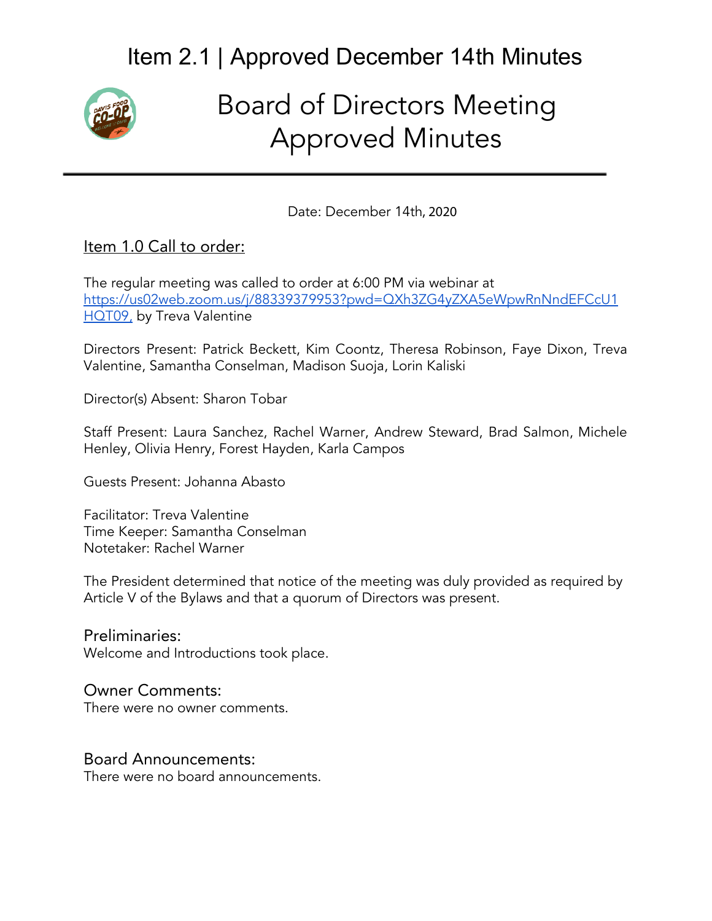# Item 2.1 | Approved December 14th Minutes

# Board of Directors Meeting Approved Minutes

Date: December 14th, 2020

## Item 1.0 Call to order:

The regular meeting was called to order at 6:00 PM via webinar at https://us02web.zoom.us/j/88339379953?pwd=QXh3ZG4yZXA5eWpwRnNndEFCcU1HQT09, by Treva Valentine

Directors Present: Patrick Beckett, Kim Coontz, Theresa Robinson, Faye Dixon, Treva Valentine, Samantha Conselman, Madison Suoja, Lorin Kaliski

Director(s) Absent: Sharon Tobar

Staff Present: Laura Sanchez, Rachel Warner, Andrew Steward, Brad Salmon, Michele Henley, Olivia Henry, Forest Hayden, Karla Campos

Guests Present: Johanna Abasto

Facilitator: Treva Valentine
Time Keeper: Samantha Conselman
Notetaker: Rachel Warner

The President determined that notice of the meeting was duly provided as required by Article V of the Bylaws and that a quorum of Directors was present.

### Preliminaries:

Welcome and Introductions took place.

### Owner Comments:

There were no owner comments.

### Board Announcements:

There were no board announcements.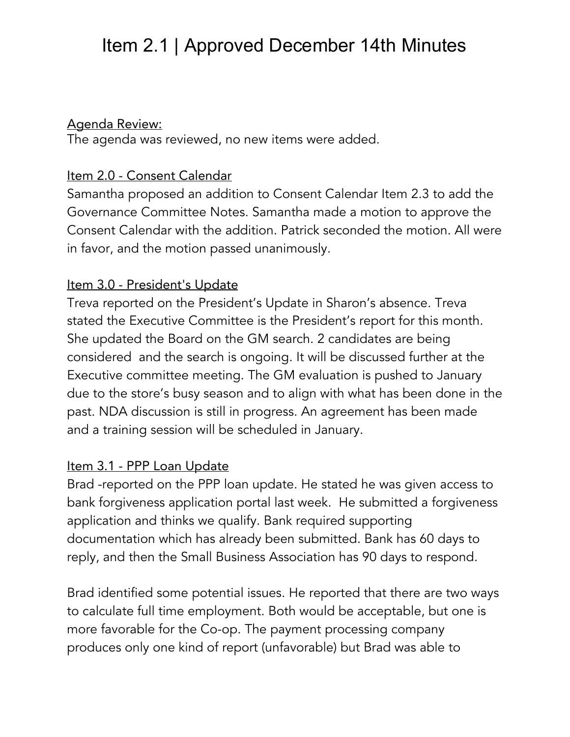# Item 2.1 | Approved December 14th Minutes

<u>Agenda Review:</u>
The agenda was reviewed, no new items were added.

<u>Item 2.0 - Consent Calendar</u>
Samantha proposed an addition to Consent Calendar Item 2.3 to add the Governance Committee Notes. Samantha made a motion to approve the Consent Calendar with the addition. Patrick seconded the motion. All were in favor, and the motion passed unanimously.

<u>Item 3.0 - President's Update</u>
Treva reported on the President's Update in Sharon's absence. Treva stated the Executive Committee is the President's report for this month. She updated the Board on the GM search. 2 candidates are being considered and the search is ongoing. It will be discussed further at the Executive committee meeting. The GM evaluation is pushed to January due to the store's busy season and to align with what has been done in the past. NDA discussion is still in progress. An agreement has been made and a training session will be scheduled in January.

<u>Item 3.1 - PPP Loan Update</u>
Brad -reported on the PPP loan update. He stated he was given access to bank forgiveness application portal last week. He submitted a forgiveness application and thinks we qualify. Bank required supporting documentation which has already been submitted. Bank has 60 days to reply, and then the Small Business Association has 90 days to respond.

Brad identified some potential issues. He reported that there are two ways to calculate full time employment. Both would be acceptable, but one is more favorable for the Co-op. The payment processing company produces only one kind of report (unfavorable) but Brad was able to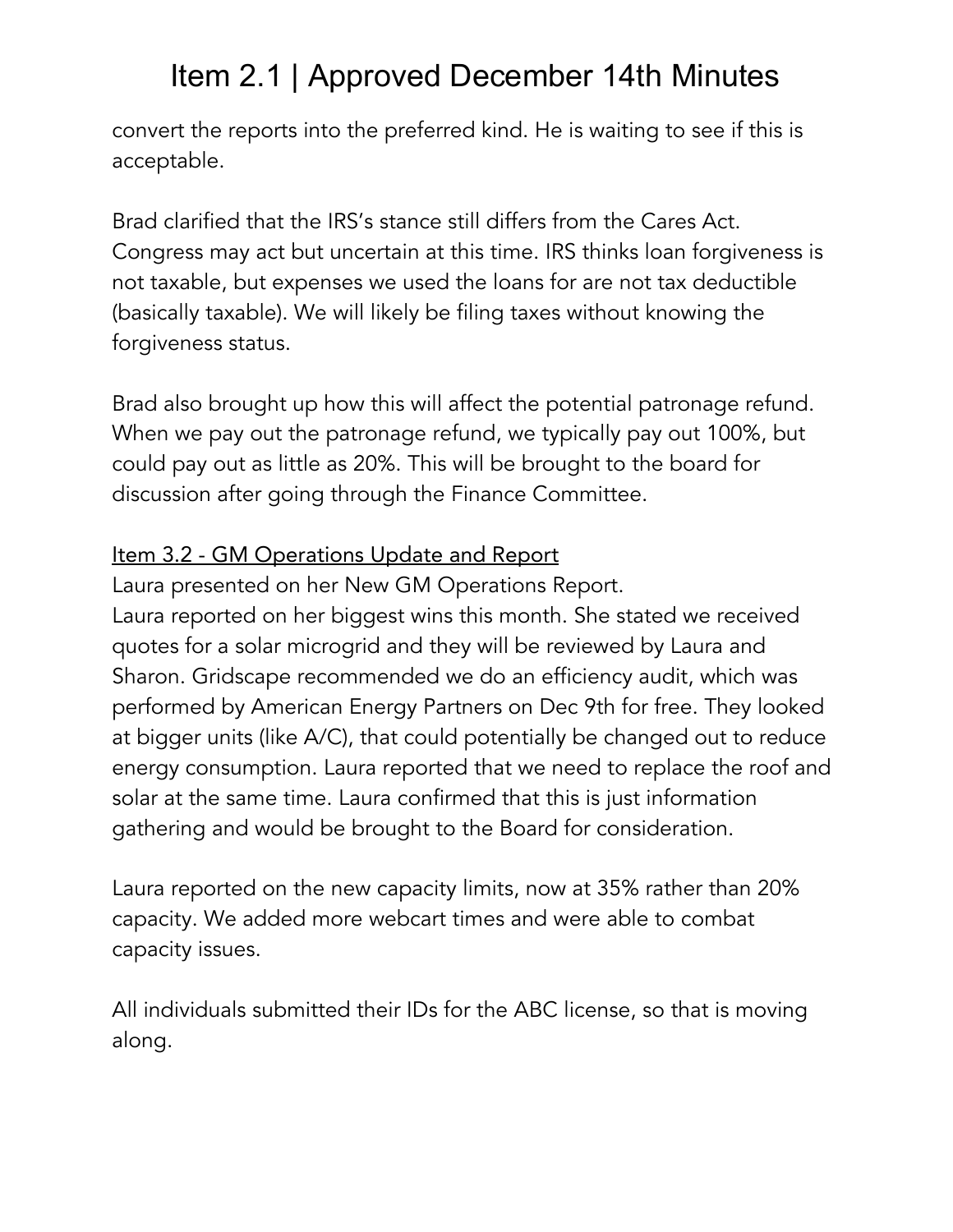convert the reports into the preferred kind. He is waiting to see if this is acceptable.

Brad clarified that the IRS's stance still differs from the Cares Act. Congress may act but uncertain at this time. IRS thinks loan forgiveness is not taxable, but expenses we used the loans for are not tax deductible (basically taxable). We will likely be filing taxes without knowing the forgiveness status.

Brad also brought up how this will affect the potential patronage refund. When we pay out the patronage refund, we typically pay out 100%, but could pay out as little as 20%. This will be brought to the board for discussion after going through the Finance Committee.

<u>Item 3.2 - GM Operations Update and Report</u>

Laura presented on her New GM Operations Report.

Laura reported on her biggest wins this month. She stated we received quotes for a solar microgrid and they will be reviewed by Laura and Sharon. Gridscape recommended we do an efficiency audit, which was performed by American Energy Partners on Dec 9th for free. They looked at bigger units (like A/C), that could potentially be changed out to reduce energy consumption. Laura reported that we need to replace the roof and solar at the same time. Laura confirmed that this is just information gathering and would be brought to the Board for consideration.

Laura reported on the new capacity limits, now at 35% rather than 20% capacity. We added more webcart times and were able to combat capacity issues.

All individuals submitted their IDs for the ABC license, so that is moving along.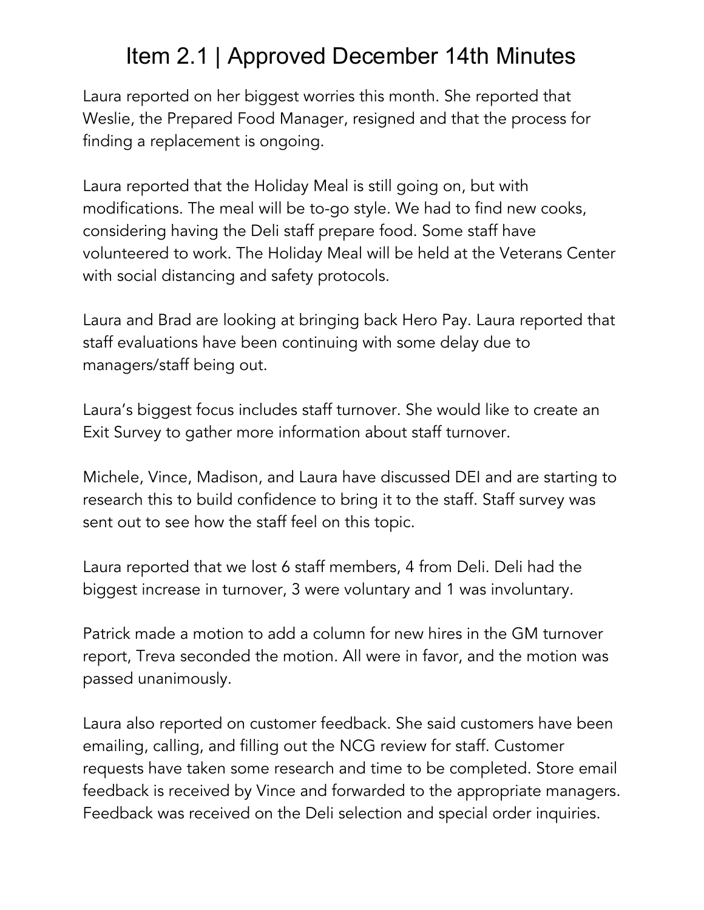# Item 2.1 | Approved December 14th Minutes

Laura reported on her biggest worries this month. She reported that Weslie, the Prepared Food Manager, resigned and that the process for finding a replacement is ongoing.

Laura reported that the Holiday Meal is still going on, but with modifications. The meal will be to-go style. We had to find new cooks, considering having the Deli staff prepare food. Some staff have volunteered to work. The Holiday Meal will be held at the Veterans Center with social distancing and safety protocols.

Laura and Brad are looking at bringing back Hero Pay. Laura reported that staff evaluations have been continuing with some delay due to managers/staff being out.

Laura's biggest focus includes staff turnover. She would like to create an Exit Survey to gather more information about staff turnover.

Michele, Vince, Madison, and Laura have discussed DEI and are starting to research this to build confidence to bring it to the staff. Staff survey was sent out to see how the staff feel on this topic.

Laura reported that we lost 6 staff members, 4 from Deli. Deli had the biggest increase in turnover, 3 were voluntary and 1 was involuntary.

Patrick made a motion to add a column for new hires in the GM turnover report, Treva seconded the motion. All were in favor, and the motion was passed unanimously.

Laura also reported on customer feedback. She said customers have been emailing, calling, and filling out the NCG review for staff. Customer requests have taken some research and time to be completed. Store email feedback is received by Vince and forwarded to the appropriate managers. Feedback was received on the Deli selection and special order inquiries.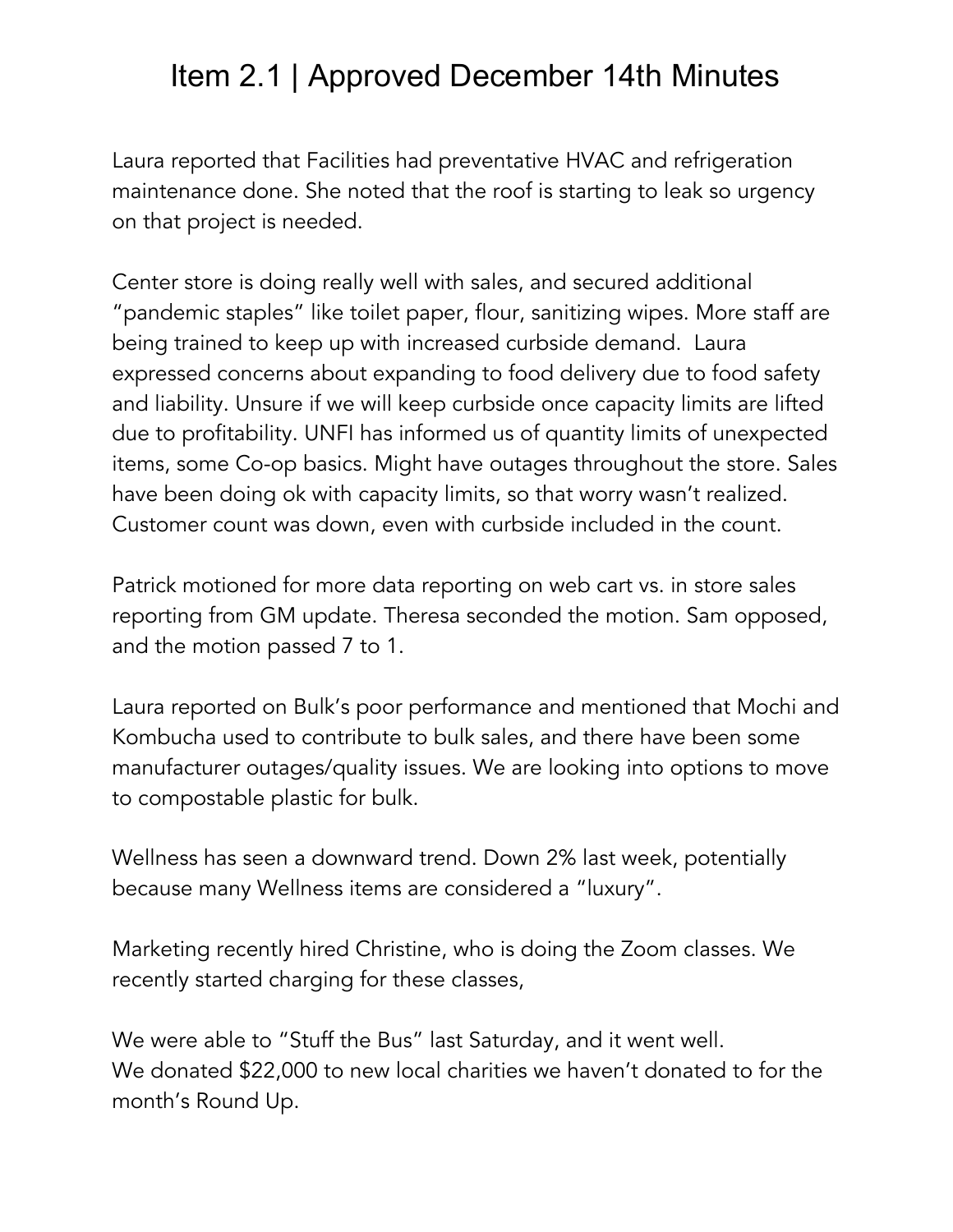# Item 2.1 | Approved December 14th Minutes

Laura reported that Facilities had preventative HVAC and refrigeration maintenance done. She noted that the roof is starting to leak so urgency on that project is needed.

Center store is doing really well with sales, and secured additional "pandemic staples" like toilet paper, flour, sanitizing wipes. More staff are being trained to keep up with increased curbside demand. Laura expressed concerns about expanding to food delivery due to food safety and liability. Unsure if we will keep curbside once capacity limits are lifted due to profitability. UNFI has informed us of quantity limits of unexpected items, some Co-op basics. Might have outages throughout the store. Sales have been doing ok with capacity limits, so that worry wasn't realized. Customer count was down, even with curbside included in the count.

Patrick motioned for more data reporting on web cart vs. in store sales reporting from GM update. Theresa seconded the motion. Sam opposed, and the motion passed 7 to 1.

Laura reported on Bulk's poor performance and mentioned that Mochi and Kombucha used to contribute to bulk sales, and there have been some manufacturer outages/quality issues. We are looking into options to move to compostable plastic for bulk.

Wellness has seen a downward trend. Down 2% last week, potentially because many Wellness items are considered a "luxury".

Marketing recently hired Christine, who is doing the Zoom classes. We recently started charging for these classes,

We were able to "Stuff the Bus" last Saturday, and it went well.
We donated $22,000 to new local charities we haven't donated to for the month's Round Up.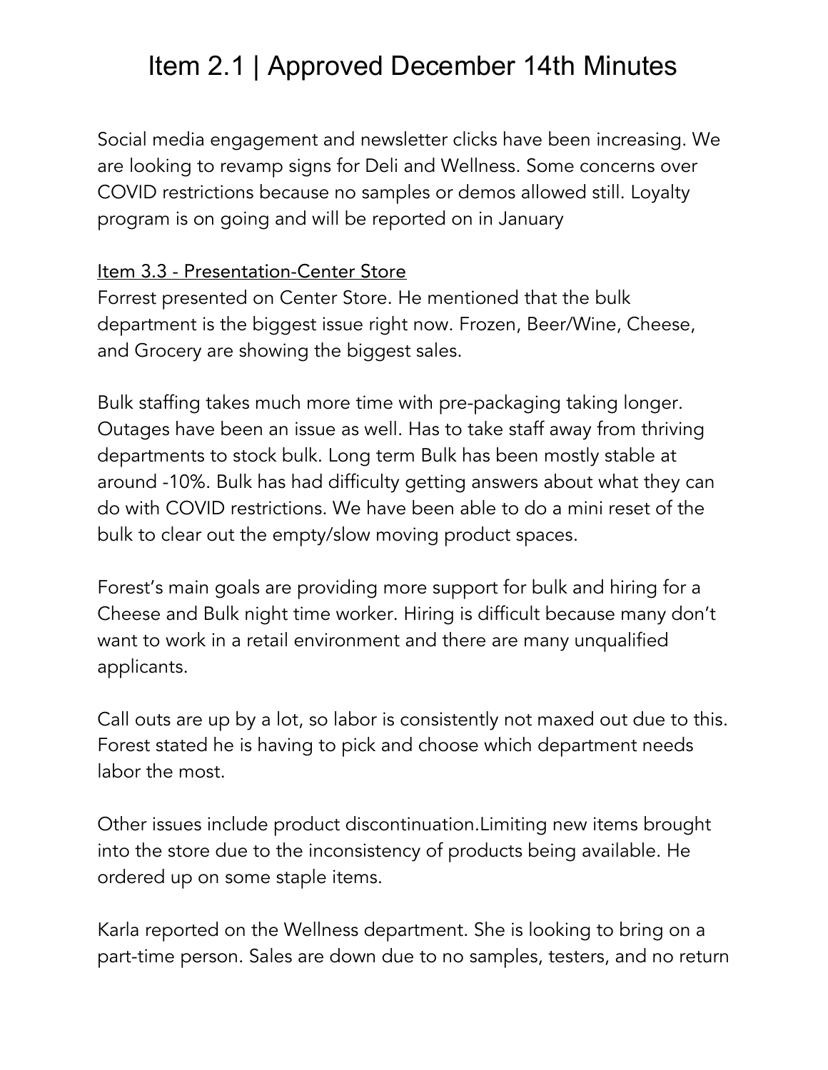# Item 2.1 | Approved December 14th Minutes

Social media engagement and newsletter clicks have been increasing. We are looking to revamp signs for Deli and Wellness. Some concerns over COVID restrictions because no samples or demos allowed still. Loyalty program is on going and will be reported on in January

<u>Item 3.3 - Presentation-Center Store</u>

Forrest presented on Center Store. He mentioned that the bulk department is the biggest issue right now. Frozen, Beer/Wine, Cheese, and Grocery are showing the biggest sales.

Bulk staffing takes much more time with pre-packaging taking longer. Outages have been an issue as well. Has to take staff away from thriving departments to stock bulk. Long term Bulk has been mostly stable at around -10%. Bulk has had difficulty getting answers about what they can do with COVID restrictions. We have been able to do a mini reset of the bulk to clear out the empty/slow moving product spaces.

Forest's main goals are providing more support for bulk and hiring for a Cheese and Bulk night time worker. Hiring is difficult because many don't want to work in a retail environment and there are many unqualified applicants.

Call outs are up by a lot, so labor is consistently not maxed out due to this. Forest stated he is having to pick and choose which department needs labor the most.

Other issues include product discontinuation.Limiting new items brought into the store due to the inconsistency of products being available. He ordered up on some staple items.

Karla reported on the Wellness department. She is looking to bring on a part-time person. Sales are down due to no samples, testers, and no return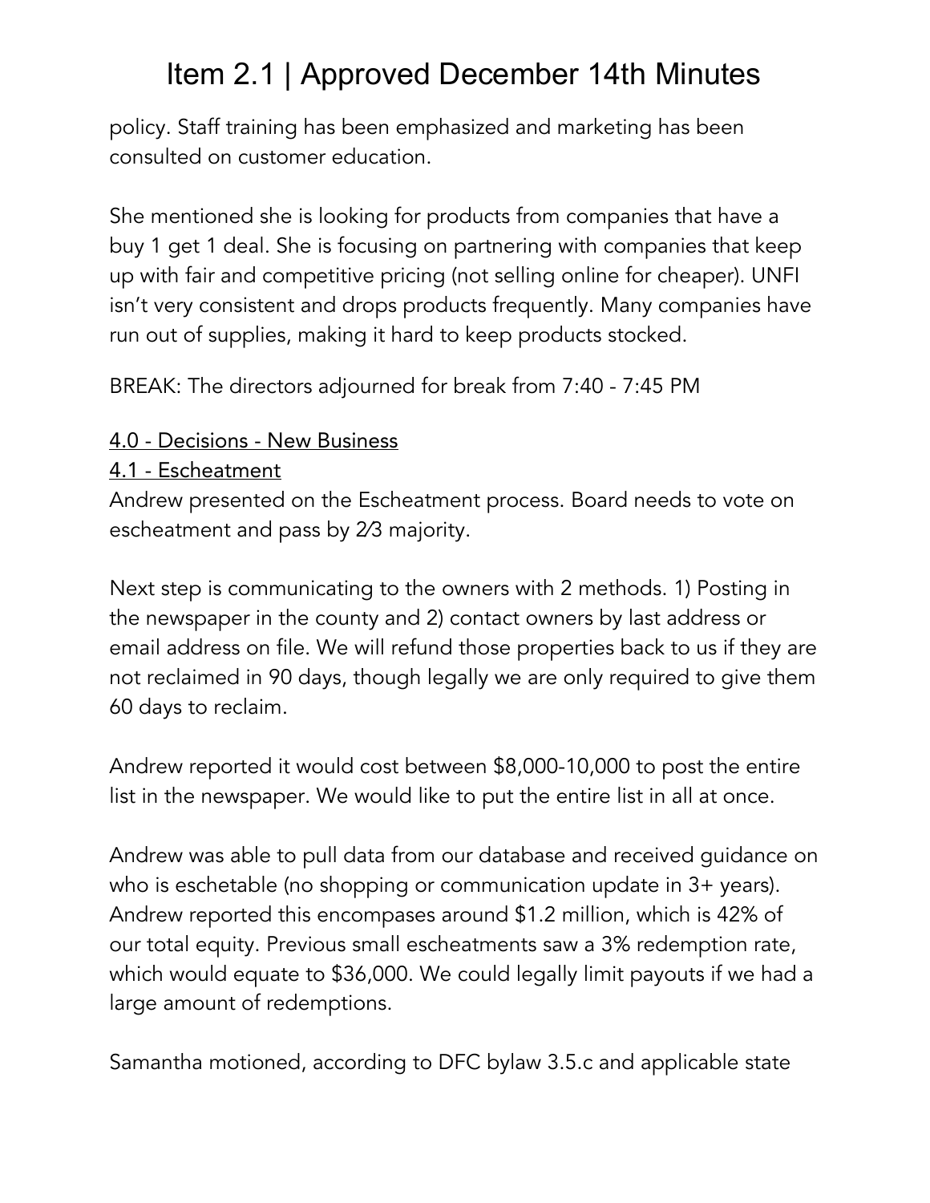policy. Staff training has been emphasized and marketing has been consulted on customer education.

She mentioned she is looking for products from companies that have a buy 1 get 1 deal. She is focusing on partnering with companies that keep up with fair and competitive pricing (not selling online for cheaper). UNFI isn't very consistent and drops products frequently. Many companies have run out of supplies, making it hard to keep products stocked.

BREAK: The directors adjourned for break from 7:40 - 7:45 PM

## 4.0 - Decisions - New Business

### 4.1 - Escheatment

Andrew presented on the Escheatment process. Board needs to vote on escheatment and pass by 2⁄3 majority.

Next step is communicating to the owners with 2 methods. 1) Posting in the newspaper in the county and 2) contact owners by last address or email address on file. We will refund those properties back to us if they are not reclaimed in 90 days, though legally we are only required to give them 60 days to reclaim.

Andrew reported it would cost between $8,000-10,000 to post the entire list in the newspaper. We would like to put the entire list in all at once.

Andrew was able to pull data from our database and received guidance on who is eschetable (no shopping or communication update in 3+ years). Andrew reported this encompases around $1.2 million, which is 42% of our total equity. Previous small escheatments saw a 3% redemption rate, which would equate to $36,000. We could legally limit payouts if we had a large amount of redemptions.

Samantha motioned, according to DFC bylaw 3.5.c and applicable state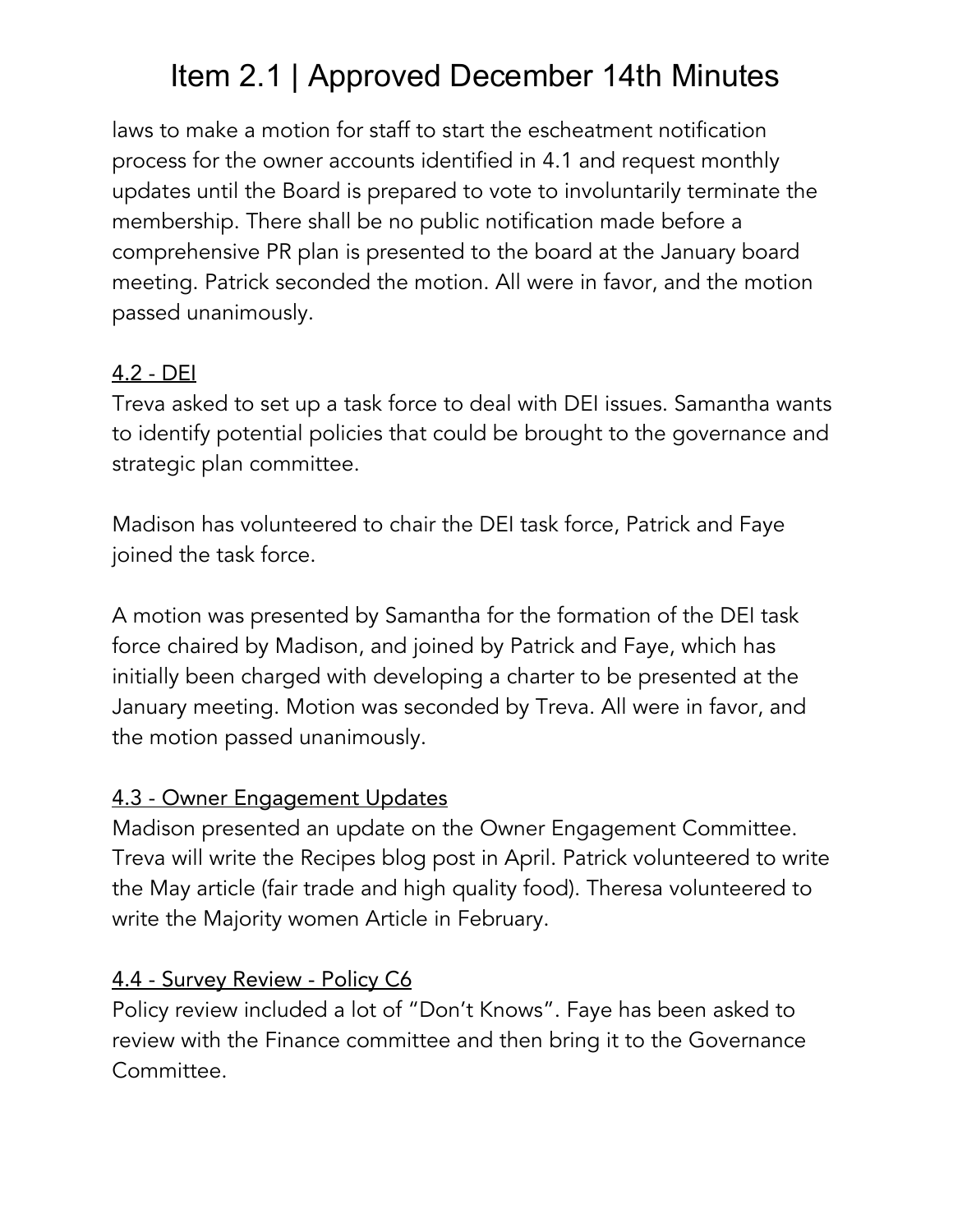laws to make a motion for staff to start the escheatment notification process for the owner accounts identified in 4.1 and request monthly updates until the Board is prepared to vote to involuntarily terminate the membership. There shall be no public notification made before a comprehensive PR plan is presented to the board at the January board meeting. Patrick seconded the motion. All were in favor, and the motion passed unanimously.

### 4.2 - DEI

Treva asked to set up a task force to deal with DEI issues. Samantha wants to identify potential policies that could be brought to the governance and strategic plan committee.

Madison has volunteered to chair the DEI task force, Patrick and Faye joined the task force.

A motion was presented by Samantha for the formation of the DEI task force chaired by Madison, and joined by Patrick and Faye, which has initially been charged with developing a charter to be presented at the January meeting. Motion was seconded by Treva. All were in favor, and the motion passed unanimously.

### 4.3 - Owner Engagement Updates

Madison presented an update on the Owner Engagement Committee. Treva will write the Recipes blog post in April. Patrick volunteered to write the May article (fair trade and high quality food). Theresa volunteered to write the Majority women Article in February.

### 4.4 - Survey Review - Policy C6

Policy review included a lot of "Don't Knows". Faye has been asked to review with the Finance committee and then bring it to the Governance Committee.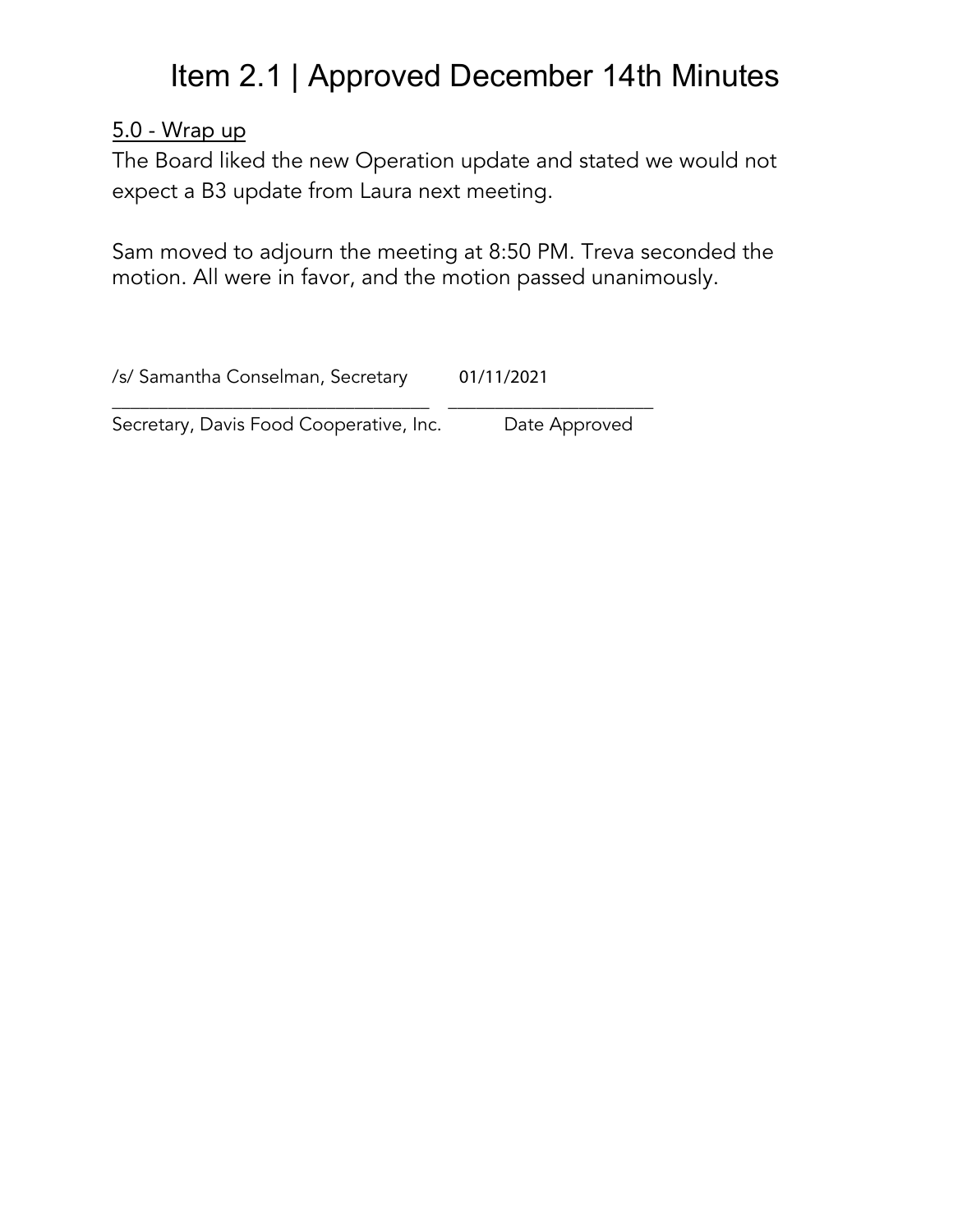# Item 2.1 | Approved December 14th Minutes

5.0 - Wrap up

The Board liked the new Operation update and stated we would not expect a B3 update from Laura next meeting.

Sam moved to adjourn the meeting at 8:50 PM. Treva seconded the motion. All were in favor, and the motion passed unanimously.

/s/ Samantha Conselman, Secretary 01/11/2021

________________________________ ____________________

Secretary, Davis Food Cooperative, Inc. Date Approved